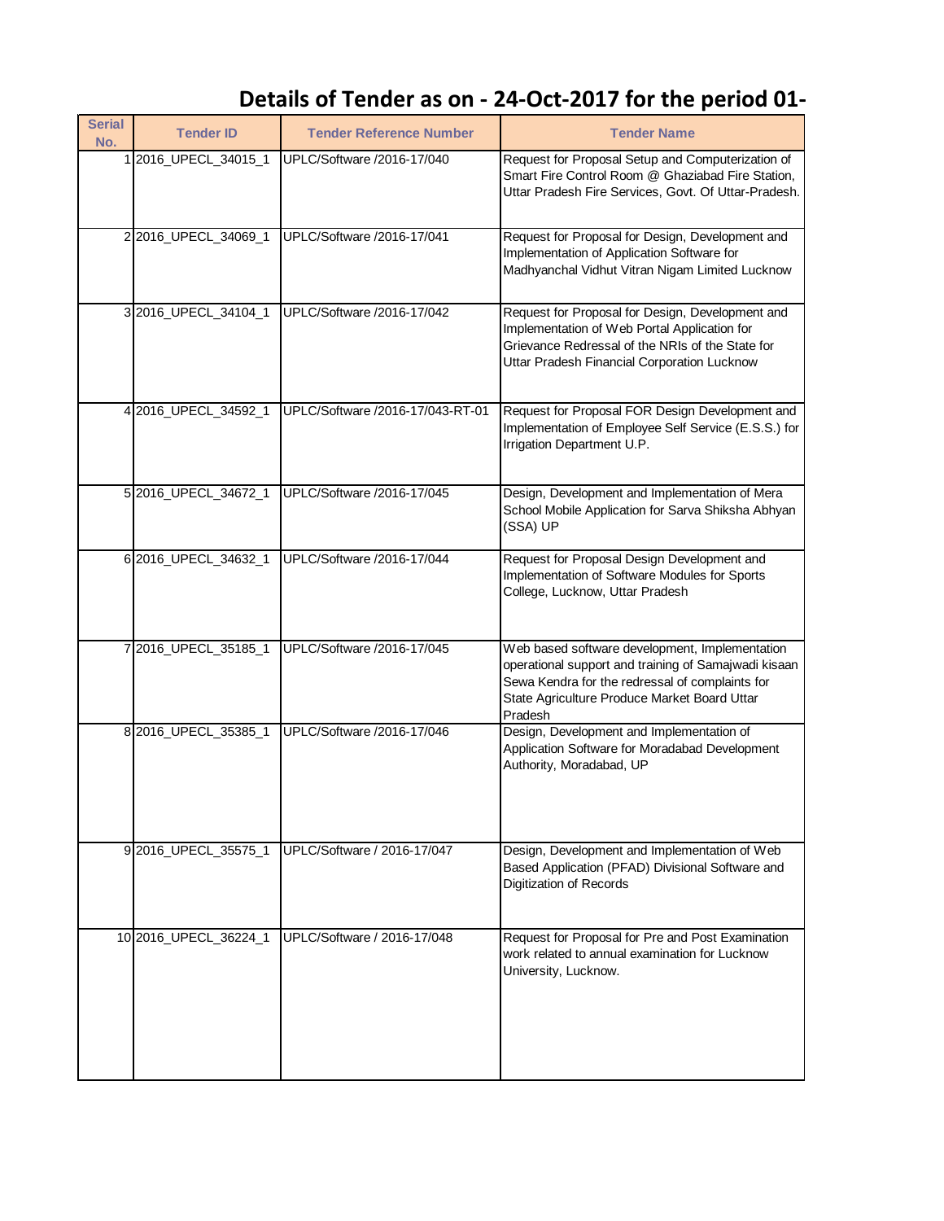# Details of Tender as on - 24-Oct-2017 for the period 01-

| Serial No. | Tender ID | Tender Reference Number | Tender Name |
|---|---|---|---|
| 1 | 2016_UPECL_34015_1 | UPLC/Software /2016-17/040 | Request for Proposal Setup and Computerization of Smart Fire Control Room @ Ghaziabad Fire Station, Uttar Pradesh Fire Services, Govt. Of Uttar-Pradesh. |
| 2 | 2016_UPECL_34069_1 | UPLC/Software /2016-17/041 | Request for Proposal for Design, Development and Implementation of Application Software for Madhyanchal Vidhut Vitran Nigam Limited Lucknow |
| 3 | 2016_UPECL_34104_1 | UPLC/Software /2016-17/042 | Request for Proposal for Design, Development and Implementation of Web Portal Application for Grievance Redressal of the NRIs of the State for Uttar Pradesh Financial Corporation Lucknow |
| 4 | 2016_UPECL_34592_1 | UPLC/Software /2016-17/043-RT-01 | Request for Proposal FOR Design Development and Implementation of Employee Self Service (E.S.S.) for Irrigation Department U.P. |
| 5 | 2016_UPECL_34672_1 | UPLC/Software /2016-17/045 | Design, Development and Implementation of Mera School Mobile Application for Sarva Shiksha Abhyan (SSA) UP |
| 6 | 2016_UPECL_34632_1 | UPLC/Software /2016-17/044 | Request for Proposal Design Development and Implementation of Software Modules for Sports College, Lucknow, Uttar Pradesh |
| 7 | 2016_UPECL_35185_1 | UPLC/Software /2016-17/045 | Web based software development, Implementation operational support and training of Samajwadi kisaan Sewa Kendra for the redressal of complaints for State Agriculture Produce Market Board Uttar Pradesh |
| 8 | 2016_UPECL_35385_1 | UPLC/Software /2016-17/046 | Design, Development and Implementation of Application Software for Moradabad Development Authority, Moradabad, UP |
| 9 | 2016_UPECL_35575_1 | UPLC/Software / 2016-17/047 | Design, Development and Implementation of Web Based Application (PFAD) Divisional Software and Digitization of Records |
| 10 | 2016_UPECL_36224_1 | UPLC/Software / 2016-17/048 | Request for Proposal for Pre and Post Examination work related to annual examination for Lucknow University, Lucknow. |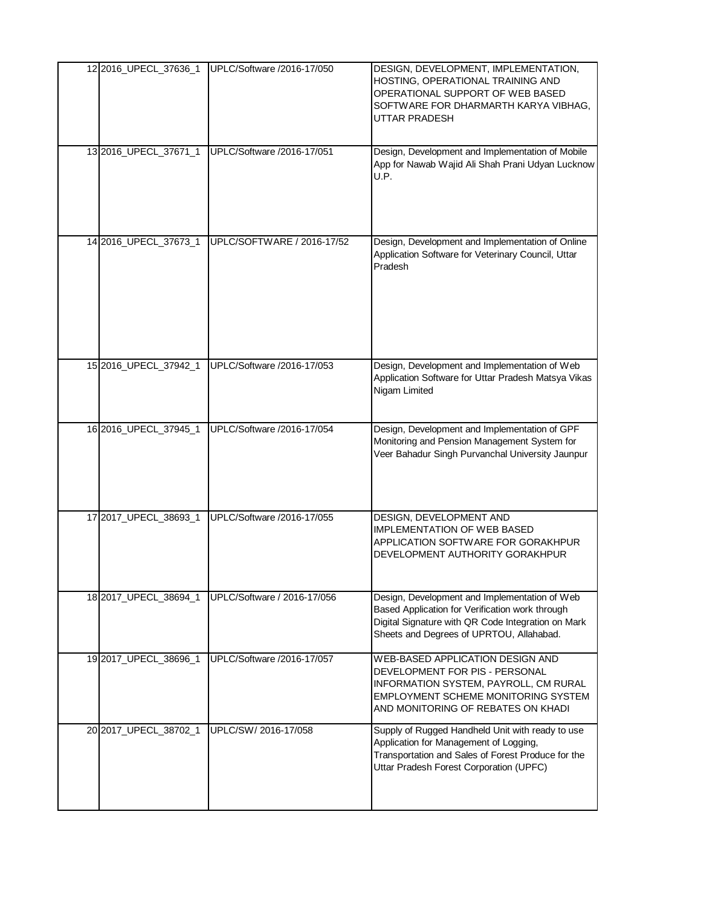| | | | |
|---|---|---|---|
| 12 | 2016_UPECL_37636_1 | UPLC/Software /2016-17/050 | DESIGN, DEVELOPMENT, IMPLEMENTATION, HOSTING, OPERATIONAL TRAINING AND OPERATIONAL SUPPORT OF WEB BASED SOFTWARE FOR DHARMARTH KARYA VIBHAG, UTTAR PRADESH |
| 13 | 2016_UPECL_37671_1 | UPLC/Software /2016-17/051 | Design, Development and Implementation of Mobile App for Nawab Wajid Ali Shah Prani Udyan Lucknow U.P. |
| 14 | 2016_UPECL_37673_1 | UPLC/SOFTWARE / 2016-17/52 | Design, Development and Implementation of Online Application Software for Veterinary Council, Uttar Pradesh |
| 15 | 2016_UPECL_37942_1 | UPLC/Software /2016-17/053 | Design, Development and Implementation of Web Application Software for Uttar Pradesh Matsya Vikas Nigam Limited |
| 16 | 2016_UPECL_37945_1 | UPLC/Software /2016-17/054 | Design, Development and Implementation of GPF Monitoring and Pension Management System for Veer Bahadur Singh Purvanchal University Jaunpur |
| 17 | 2017_UPECL_38693_1 | UPLC/Software /2016-17/055 | DESIGN, DEVELOPMENT AND IMPLEMENTATION OF WEB BASED APPLICATION SOFTWARE FOR GORAKHPUR DEVELOPMENT AUTHORITY GORAKHPUR |
| 18 | 2017_UPECL_38694_1 | UPLC/Software / 2016-17/056 | Design, Development and Implementation of Web Based Application for Verification work through Digital Signature with QR Code Integration on Mark Sheets and Degrees of UPRTOU, Allahabad. |
| 19 | 2017_UPECL_38696_1 | UPLC/Software /2016-17/057 | WEB-BASED APPLICATION DESIGN AND DEVELOPMENT FOR PIS - PERSONAL INFORMATION SYSTEM, PAYROLL, CM RURAL EMPLOYMENT SCHEME MONITORING SYSTEM AND MONITORING OF REBATES ON KHADI |
| 20 | 2017_UPECL_38702_1 | UPLC/SW/ 2016-17/058 | Supply of Rugged Handheld Unit with ready to use Application for Management of Logging, Transportation and Sales of Forest Produce for the Uttar Pradesh Forest Corporation (UPFC) |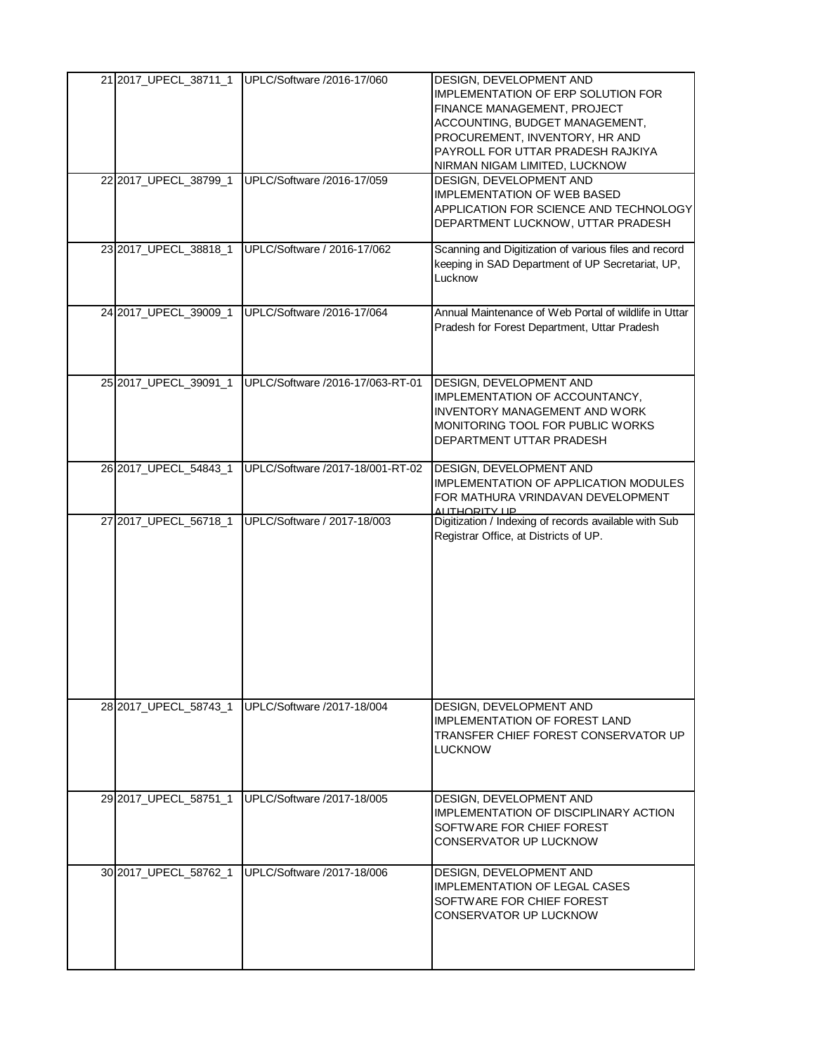| | | | |
|---|---|---|---|
| 21 | 2017_UPECL_38711_1 | UPLC/Software /2016-17/060 | DESIGN, DEVELOPMENT AND IMPLEMENTATION OF ERP SOLUTION FOR FINANCE MANAGEMENT, PROJECT ACCOUNTING, BUDGET MANAGEMENT, PROCUREMENT, INVENTORY, HR AND PAYROLL FOR UTTAR PRADESH RAJKIYA NIRMAN NIGAM LIMITED, LUCKNOW |
| 22 | 2017_UPECL_38799_1 | UPLC/Software /2016-17/059 | DESIGN, DEVELOPMENT AND IMPLEMENTATION OF WEB BASED APPLICATION FOR SCIENCE AND TECHNOLOGY DEPARTMENT LUCKNOW, UTTAR PRADESH |
| 23 | 2017_UPECL_38818_1 | UPLC/Software / 2016-17/062 | Scanning and Digitization of various files and record keeping in SAD Department of UP Secretariat, UP, Lucknow |
| 24 | 2017_UPECL_39009_1 | UPLC/Software /2016-17/064 | Annual Maintenance of Web Portal of wildlife in Uttar Pradesh for Forest Department, Uttar Pradesh |
| 25 | 2017_UPECL_39091_1 | UPLC/Software /2016-17/063-RT-01 | DESIGN, DEVELOPMENT AND IMPLEMENTATION OF ACCOUNTANCY, INVENTORY MANAGEMENT AND WORK MONITORING TOOL FOR PUBLIC WORKS DEPARTMENT UTTAR PRADESH |
| 26 | 2017_UPECL_54843_1 | UPLC/Software /2017-18/001-RT-02 | DESIGN, DEVELOPMENT AND IMPLEMENTATION OF APPLICATION MODULES FOR MATHURA VRINDAVAN DEVELOPMENT AUTHORITY UP |
| 27 | 2017_UPECL_56718_1 | UPLC/Software / 2017-18/003 | Digitization / Indexing of records available with Sub Registrar Office, at Districts of UP. |
| 28 | 2017_UPECL_58743_1 | UPLC/Software /2017-18/004 | DESIGN, DEVELOPMENT AND IMPLEMENTATION OF FOREST LAND TRANSFER CHIEF FOREST CONSERVATOR UP LUCKNOW |
| 29 | 2017_UPECL_58751_1 | UPLC/Software /2017-18/005 | DESIGN, DEVELOPMENT AND IMPLEMENTATION OF DISCIPLINARY ACTION SOFTWARE FOR CHIEF FOREST CONSERVATOR UP LUCKNOW |
| 30 | 2017_UPECL_58762_1 | UPLC/Software /2017-18/006 | DESIGN, DEVELOPMENT AND IMPLEMENTATION OF LEGAL CASES SOFTWARE FOR CHIEF FOREST CONSERVATOR UP LUCKNOW |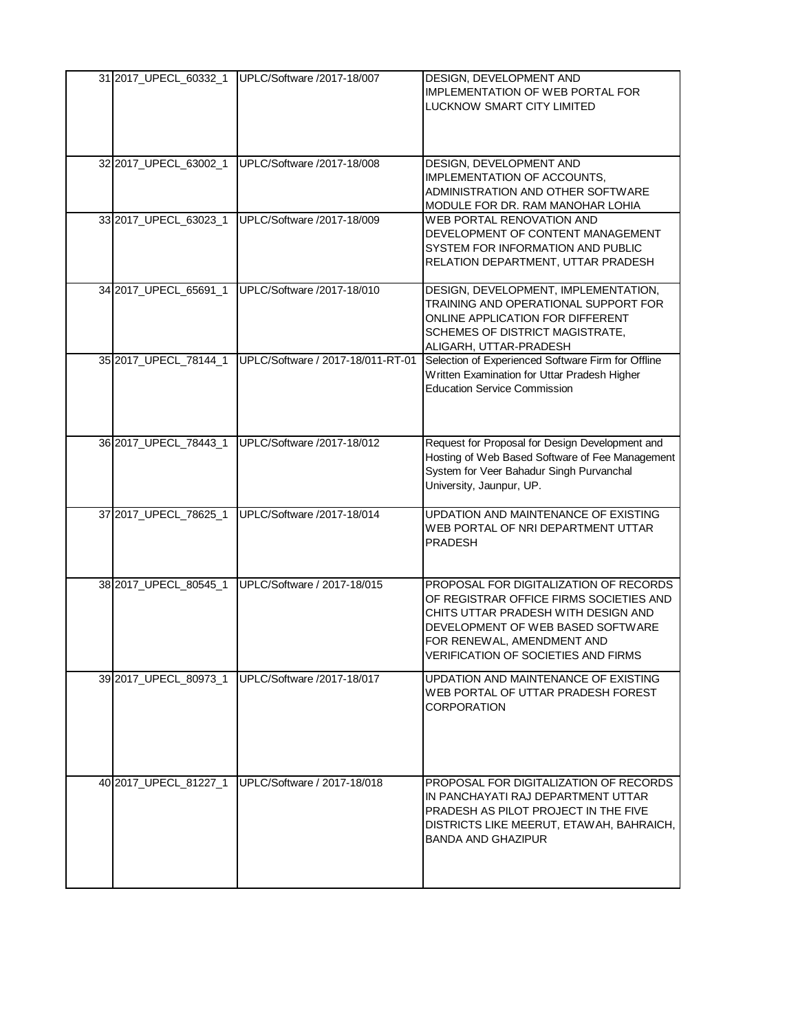| | | | |
|---|---|---|---|
| 31 | 2017_UPECL_60332_1 | UPLC/Software /2017-18/007 | DESIGN, DEVELOPMENT AND IMPLEMENTATION OF WEB PORTAL FOR LUCKNOW SMART CITY LIMITED |
| 32 | 2017_UPECL_63002_1 | UPLC/Software /2017-18/008 | DESIGN, DEVELOPMENT AND IMPLEMENTATION OF ACCOUNTS, ADMINISTRATION AND OTHER SOFTWARE MODULE FOR DR. RAM MANOHAR LOHIA |
| 33 | 2017_UPECL_63023_1 | UPLC/Software /2017-18/009 | WEB PORTAL RENOVATION AND DEVELOPMENT OF CONTENT MANAGEMENT SYSTEM FOR INFORMATION AND PUBLIC RELATION DEPARTMENT, UTTAR PRADESH |
| 34 | 2017_UPECL_65691_1 | UPLC/Software /2017-18/010 | DESIGN, DEVELOPMENT, IMPLEMENTATION, TRAINING AND OPERATIONAL SUPPORT FOR ONLINE APPLICATION FOR DIFFERENT SCHEMES OF DISTRICT MAGISTRATE, ALIGARH, UTTAR-PRADESH |
| 35 | 2017_UPECL_78144_1 | UPLC/Software / 2017-18/011-RT-01 | Selection of Experienced Software Firm for Offline Written Examination for Uttar Pradesh Higher Education Service Commission |
| 36 | 2017_UPECL_78443_1 | UPLC/Software /2017-18/012 | Request for Proposal for Design Development and Hosting of Web Based Software of Fee Management System for Veer Bahadur Singh Purvanchal University, Jaunpur, UP. |
| 37 | 2017_UPECL_78625_1 | UPLC/Software /2017-18/014 | UPDATION AND MAINTENANCE OF EXISTING WEB PORTAL OF NRI DEPARTMENT UTTAR PRADESH |
| 38 | 2017_UPECL_80545_1 | UPLC/Software / 2017-18/015 | PROPOSAL FOR DIGITALIZATION OF RECORDS OF REGISTRAR OFFICE FIRMS SOCIETIES AND CHITS UTTAR PRADESH WITH DESIGN AND DEVELOPMENT OF WEB BASED SOFTWARE FOR RENEWAL, AMENDMENT AND VERIFICATION OF SOCIETIES AND FIRMS |
| 39 | 2017_UPECL_80973_1 | UPLC/Software /2017-18/017 | UPDATION AND MAINTENANCE OF EXISTING WEB PORTAL OF UTTAR PRADESH FOREST CORPORATION |
| 40 | 2017_UPECL_81227_1 | UPLC/Software / 2017-18/018 | PROPOSAL FOR DIGITALIZATION OF RECORDS IN PANCHAYATI RAJ DEPARTMENT UTTAR PRADESH AS PILOT PROJECT IN THE FIVE DISTRICTS LIKE MEERUT, ETAWAH, BAHRAICH, BANDA AND GHAZIPUR |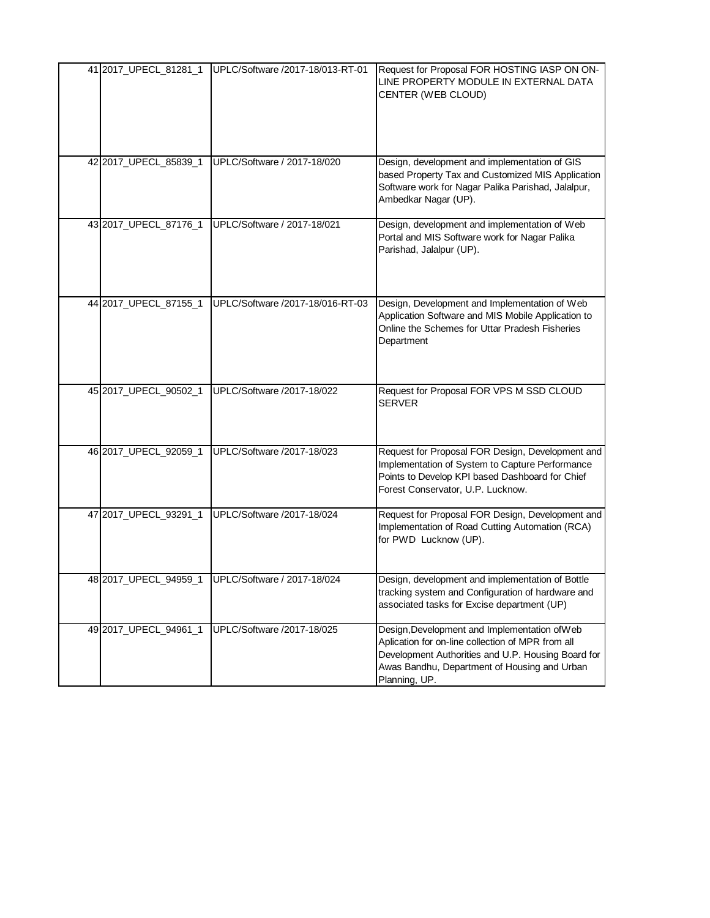| | | | |
|---|---|---|---|
| 41 | 2017_UPECL_81281_1 | UPLC/Software /2017-18/013-RT-01 | Request for Proposal FOR HOSTING IASP ON ON-LINE PROPERTY MODULE IN EXTERNAL DATA CENTER (WEB CLOUD) |
| 42 | 2017_UPECL_85839_1 | UPLC/Software / 2017-18/020 | Design, development and implementation of GIS based Property Tax and Customized MIS Application Software work for Nagar Palika Parishad, Jalalpur, Ambedkar Nagar (UP). |
| 43 | 2017_UPECL_87176_1 | UPLC/Software / 2017-18/021 | Design, development and implementation of Web Portal and MIS Software work for Nagar Palika Parishad, Jalalpur (UP). |
| 44 | 2017_UPECL_87155_1 | UPLC/Software /2017-18/016-RT-03 | Design, Development and Implementation of Web Application Software and MIS Mobile Application to Online the Schemes for Uttar Pradesh Fisheries Department |
| 45 | 2017_UPECL_90502_1 | UPLC/Software /2017-18/022 | Request for Proposal FOR VPS M SSD CLOUD SERVER |
| 46 | 2017_UPECL_92059_1 | UPLC/Software /2017-18/023 | Request for Proposal FOR Design, Development and Implementation of System to Capture Performance Points to Develop KPI based Dashboard for Chief Forest Conservator, U.P. Lucknow. |
| 47 | 2017_UPECL_93291_1 | UPLC/Software /2017-18/024 | Request for Proposal FOR Design, Development and Implementation of Road Cutting Automation (RCA) for PWD Lucknow (UP). |
| 48 | 2017_UPECL_94959_1 | UPLC/Software / 2017-18/024 | Design, development and implementation of Bottle tracking system and Configuration of hardware and associated tasks for Excise department (UP) |
| 49 | 2017_UPECL_94961_1 | UPLC/Software /2017-18/025 | Design,Development and Implementation ofWeb Aplication for on-line collection of MPR from all Development Authorities and U.P. Housing Board for Awas Bandhu, Department of Housing and Urban Planning, UP. |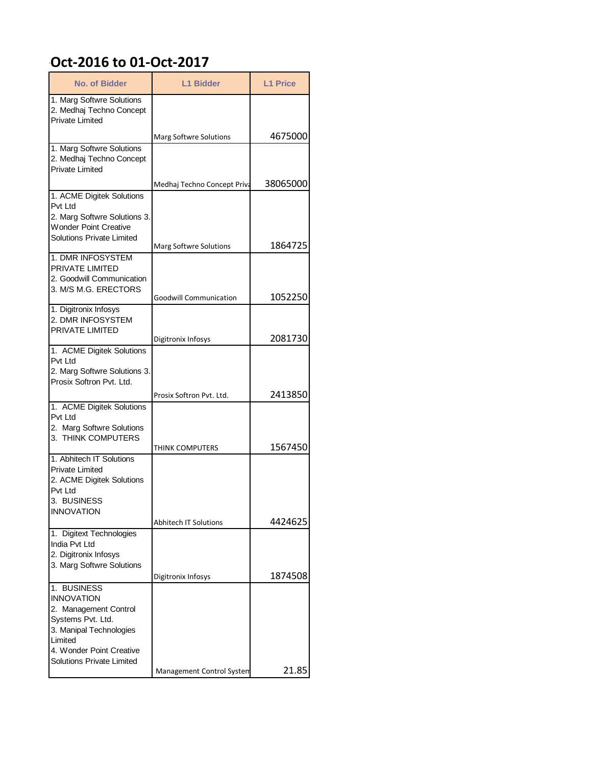# Oct-2016 to 01-Oct-2017

| No. of Bidder | L1 Bidder | L1 Price |
|---|---|---|
| 1. Marg Softwre Solutions<br>2. Medhaj Techno Concept Private Limited | Marg Softwre Solutions | 4675000 |
| 1. Marg Softwre Solutions<br>2. Medhaj Techno Concept Private Limited | Medhaj Techno Concept Priva | 38065000 |
| 1. ACME Digitek Solutions Pvt Ltd<br>2. Marg Softwre Solutions 3. Wonder Point Creative Solutions Private Limited | Marg Softwre Solutions | 1864725 |
| 1. DMR INFOSYSTEM PRIVATE LIMITED<br>2. Goodwill Communication<br>3. M/S M.G. ERECTORS | Goodwill Communication | 1052250 |
| 1. Digitronix Infosys<br>2. DMR INFOSYSTEM PRIVATE LIMITED | Digitronix Infosys | 2081730 |
| 1. ACME Digitek Solutions Pvt Ltd<br>2. Marg Softwre Solutions 3. Prosix Softron Pvt. Ltd. | Prosix Softron Pvt. Ltd. | 2413850 |
| 1. ACME Digitek Solutions Pvt Ltd<br>2. Marg Softwre Solutions<br>3. THINK COMPUTERS | THINK COMPUTERS | 1567450 |
| 1. Abhitech IT Solutions Private Limited<br>2. ACME Digitek Solutions Pvt Ltd<br>3. BUSINESS INNOVATION | Abhitech IT Solutions | 4424625 |
| 1. Digitext Technologies India Pvt Ltd<br>2. Digitronix Infosys<br>3. Marg Softwre Solutions | Digitronix Infosys | 1874508 |
| 1. BUSINESS INNOVATION<br>2. Management Control Systems Pvt. Ltd.<br>3. Manipal Technologies Limited<br>4. Wonder Point Creative Solutions Private Limited | Management Control System | 21.85 |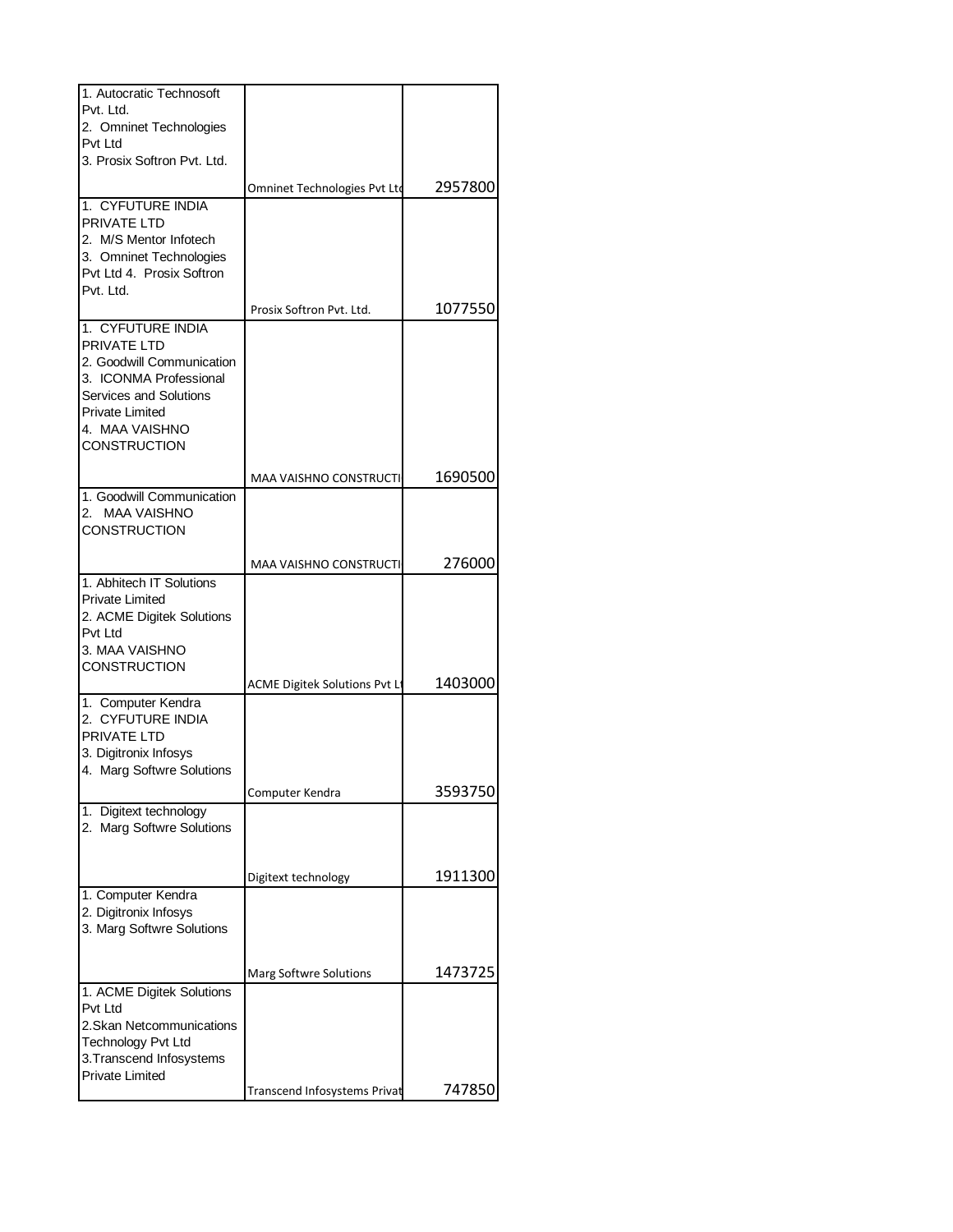| | | |
|---|---|---|
| 1. Autocratic Technosoft Pvt. Ltd.<br>2. Omninet Technologies Pvt Ltd<br>3. Prosix Softron Pvt. Ltd. | Omninet Technologies Pvt Ltd | 2957800 |
| 1. CYFUTURE INDIA PRIVATE LTD<br>2. M/S Mentor Infotech<br>3. Omninet Technologies Pvt Ltd 4. Prosix Softron Pvt. Ltd. | Prosix Softron Pvt. Ltd. | 1077550 |
| 1. CYFUTURE INDIA PRIVATE LTD<br>2. Goodwill Communication<br>3. ICONMA Professional Services and Solutions Private Limited<br>4. MAA VAISHNO CONSTRUCTION | MAA VAISHNO CONSTRUCTI | 1690500 |
| 1. Goodwill Communication<br>2. MAA VAISHNO CONSTRUCTION | MAA VAISHNO CONSTRUCTI | 276000 |
| 1. Abhitech IT Solutions Private Limited<br>2. ACME Digitek Solutions Pvt Ltd<br>3. MAA VAISHNO CONSTRUCTION | ACME Digitek Solutions Pvt Lt | 1403000 |
| 1. Computer Kendra<br>2. CYFUTURE INDIA PRIVATE LTD<br>3. Digitronix Infosys<br>4. Marg Softwre Solutions | Computer Kendra | 3593750 |
| 1. Digitext technology<br>2. Marg Softwre Solutions | Digitext technology | 1911300 |
| 1. Computer Kendra<br>2. Digitronix Infosys<br>3. Marg Softwre Solutions | Marg Softwre Solutions | 1473725 |
| 1. ACME Digitek Solutions Pvt Ltd<br>2.Skan Netcommunications Technology Pvt Ltd<br>3.Transcend Infosystems Private Limited | Transcend Infosystems Privat | 747850 |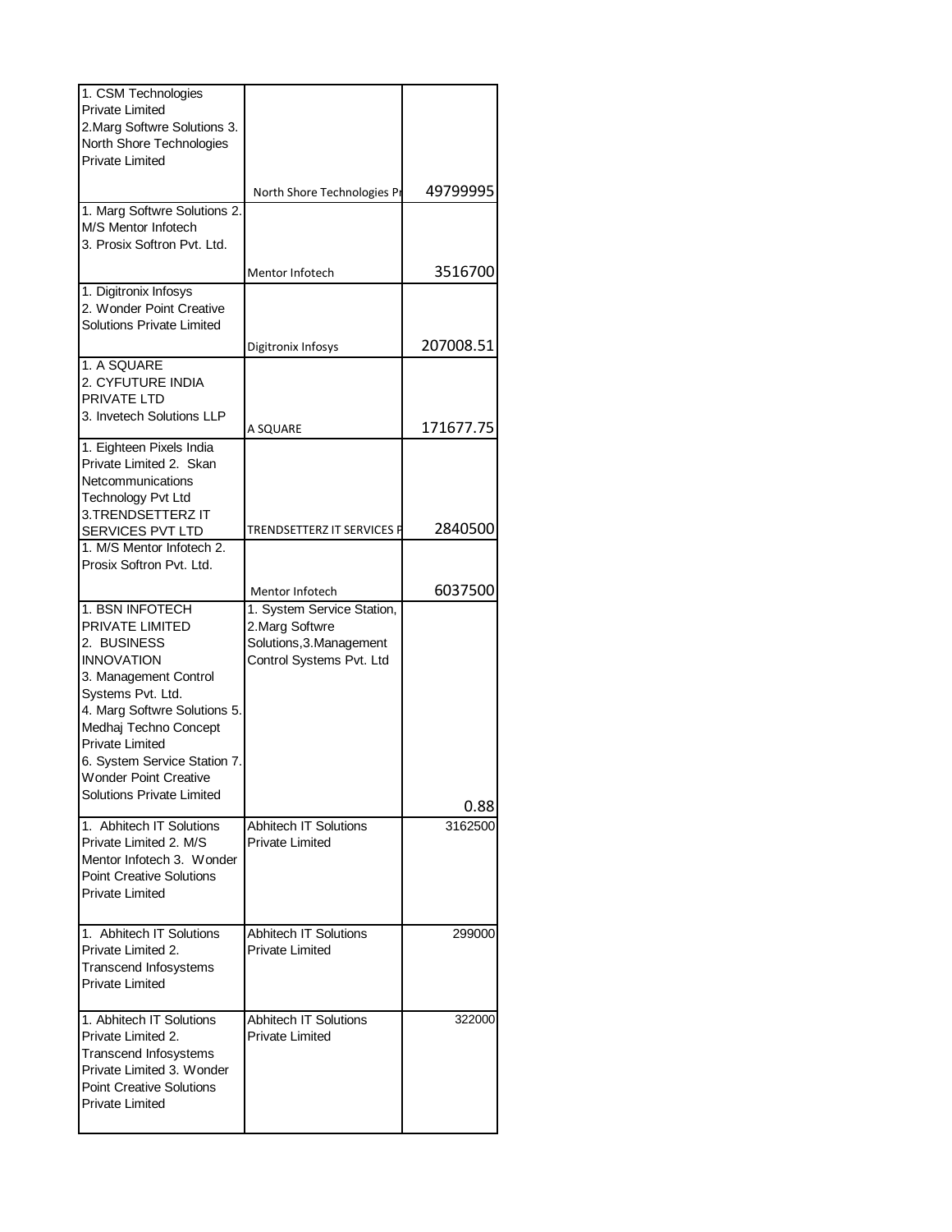| | | |
|---|---|---|
| 1. CSM Technologies Private Limited 2.Marg Softwre Solutions 3. North Shore Technologies Private Limited | North Shore Technologies Pr | 49799995 |
| 1. Marg Softwre Solutions 2. M/S Mentor Infotech 3. Prosix Softron Pvt. Ltd. | Mentor Infotech | 3516700 |
| 1. Digitronix Infosys 2. Wonder Point Creative Solutions Private Limited | Digitronix Infosys | 207008.51 |
| 1. A SQUARE 2. CYFUTURE INDIA PRIVATE LTD 3. Invetech Solutions LLP | A SQUARE | 171677.75 |
| 1. Eighteen Pixels India Private Limited 2. Skan Netcommunications Technology Pvt Ltd 3.TRENDSETTERZ IT SERVICES PVT LTD | TRENDSETTERZ IT SERVICES P | 2840500 |
| 1. M/S Mentor Infotech 2. Prosix Softron Pvt. Ltd. | Mentor Infotech | 6037500 |
| 1. BSN INFOTECH PRIVATE LIMITED 2. BUSINESS INNOVATION 3. Management Control Systems Pvt. Ltd. 4. Marg Softwre Solutions 5. Medhaj Techno Concept Private Limited 6. System Service Station 7. Wonder Point Creative Solutions Private Limited | 1. System Service Station, 2.Marg Softwre Solutions,3.Management Control Systems Pvt. Ltd | 0.88 |
| 1. Abhitech IT Solutions Private Limited 2. M/S Mentor Infotech 3. Wonder Point Creative Solutions Private Limited | Abhitech IT Solutions Private Limited | 3162500 |
| 1. Abhitech IT Solutions Private Limited 2. Transcend Infosystems Private Limited | Abhitech IT Solutions Private Limited | 299000 |
| 1. Abhitech IT Solutions Private Limited 2. Transcend Infosystems Private Limited 3. Wonder Point Creative Solutions Private Limited | Abhitech IT Solutions Private Limited | 322000 |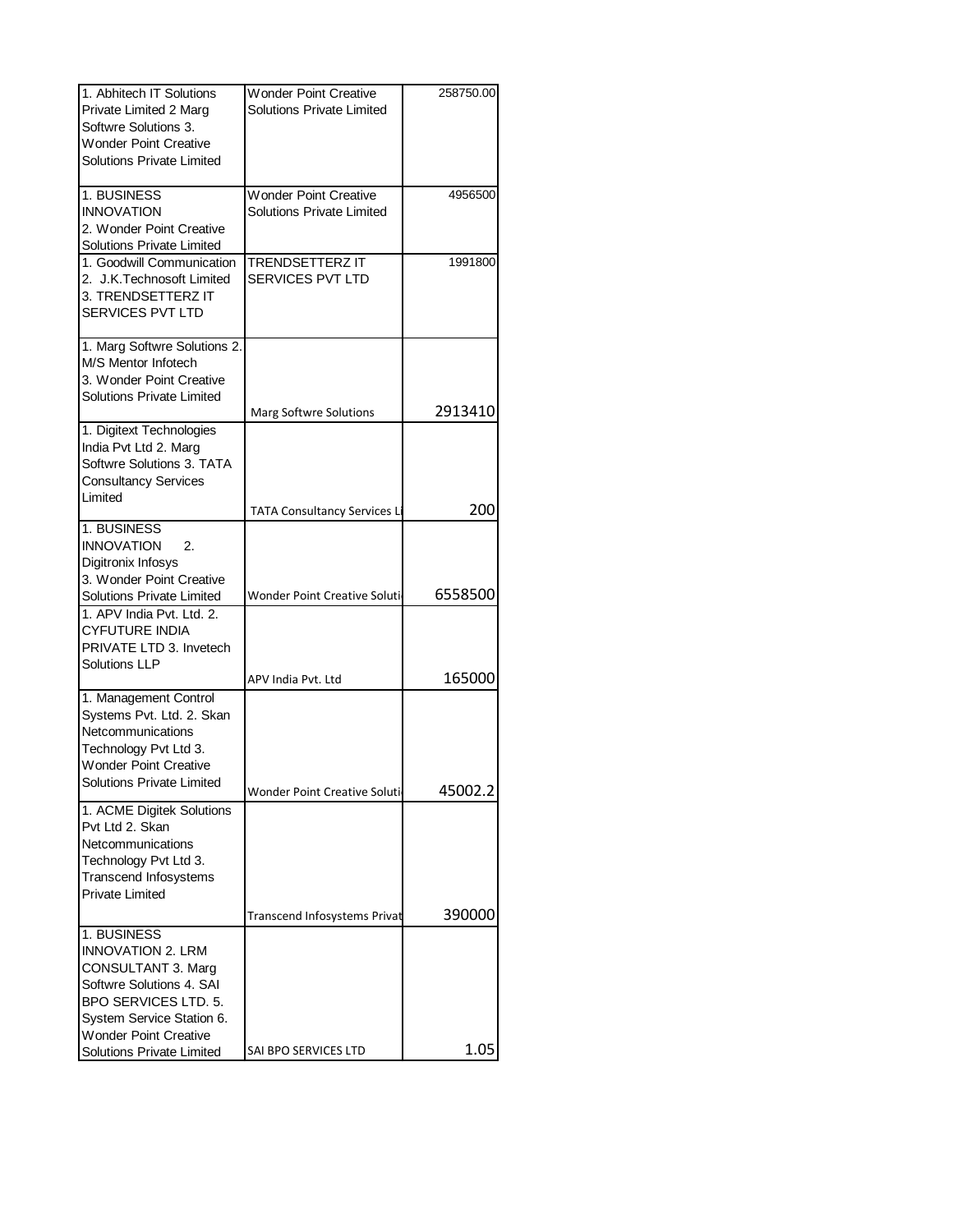| | | |
|---|---|---|
| 1. Abhitech IT Solutions Private Limited 2 Marg Softwre Solutions 3. Wonder Point Creative Solutions Private Limited | Wonder Point Creative Solutions Private Limited | 258750.00 |
| 1. BUSINESS INNOVATION 2. Wonder Point Creative Solutions Private Limited | Wonder Point Creative Solutions Private Limited | 4956500 |
| 1. Goodwill Communication 2. J.K.Technosoft Limited 3. TRENDSETTERZ IT SERVICES PVT LTD | TRENDSETTERZ IT SERVICES PVT LTD | 1991800 |
| 1. Marg Softwre Solutions 2. M/S Mentor Infotech 3. Wonder Point Creative Solutions Private Limited | Marg Softwre Solutions | 2913410 |
| 1. Digitext Technologies India Pvt Ltd 2. Marg Softwre Solutions 3. TATA Consultancy Services Limited | TATA Consultancy Services Li | 200 |
| 1. BUSINESS INNOVATION 2. Digitronix Infosys 3. Wonder Point Creative Solutions Private Limited | Wonder Point Creative Soluti | 6558500 |
| 1. APV India Pvt. Ltd. 2. CYFUTURE INDIA PRIVATE LTD 3. Invetech Solutions LLP | APV India Pvt. Ltd | 165000 |
| 1. Management Control Systems Pvt. Ltd. 2. Skan Netcommunications Technology Pvt Ltd 3. Wonder Point Creative Solutions Private Limited | Wonder Point Creative Soluti | 45002.2 |
| 1. ACME Digitek Solutions Pvt Ltd 2. Skan Netcommunications Technology Pvt Ltd 3. Transcend Infosystems Private Limited | Transcend Infosystems Privat | 390000 |
| 1. BUSINESS INNOVATION 2. LRM CONSULTANT 3. Marg Softwre Solutions 4. SAI BPO SERVICES LTD. 5. System Service Station 6. Wonder Point Creative Solutions Private Limited | SAI BPO SERVICES LTD | 1.05 |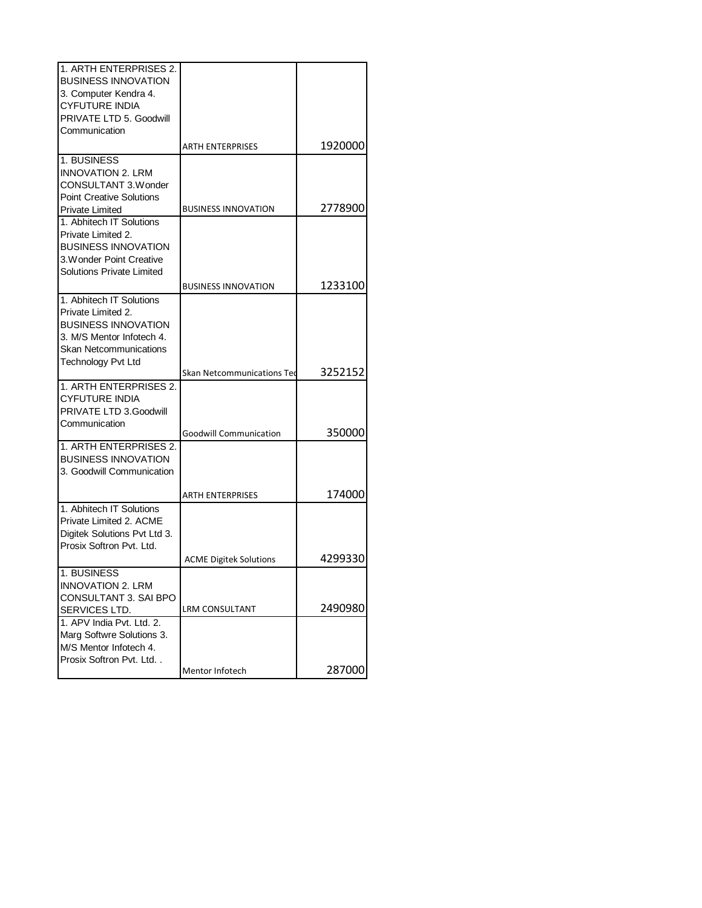| | | |
|---|---|---|
| 1. ARTH ENTERPRISES 2. BUSINESS INNOVATION 3. Computer Kendra 4. CYFUTURE INDIA PRIVATE LTD 5. Goodwill Communication | ARTH ENTERPRISES | 1920000 |
| 1. BUSINESS INNOVATION 2. LRM CONSULTANT 3.Wonder Point Creative Solutions Private Limited | BUSINESS INNOVATION | 2778900 |
| 1. Abhitech IT Solutions Private Limited 2. BUSINESS INNOVATION 3.Wonder Point Creative Solutions Private Limited | BUSINESS INNOVATION | 1233100 |
| 1. Abhitech IT Solutions Private Limited 2. BUSINESS INNOVATION 3. M/S Mentor Infotech 4. Skan Netcommunications Technology Pvt Ltd | Skan Netcommunications Tec | 3252152 |
| 1. ARTH ENTERPRISES 2. CYFUTURE INDIA PRIVATE LTD 3.Goodwill Communication | Goodwill Communication | 350000 |
| 1. ARTH ENTERPRISES 2. BUSINESS INNOVATION 3. Goodwill Communication | ARTH ENTERPRISES | 174000 |
| 1. Abhitech IT Solutions Private Limited 2. ACME Digitek Solutions Pvt Ltd 3. Prosix Softron Pvt. Ltd. | ACME Digitek Solutions | 4299330 |
| 1. BUSINESS INNOVATION 2. LRM CONSULTANT 3. SAI BPO SERVICES LTD. | LRM CONSULTANT | 2490980 |
| 1. APV India Pvt. Ltd. 2. Marg Softwre Solutions 3. M/S Mentor Infotech 4. Prosix Softron Pvt. Ltd. . | Mentor Infotech | 287000 |